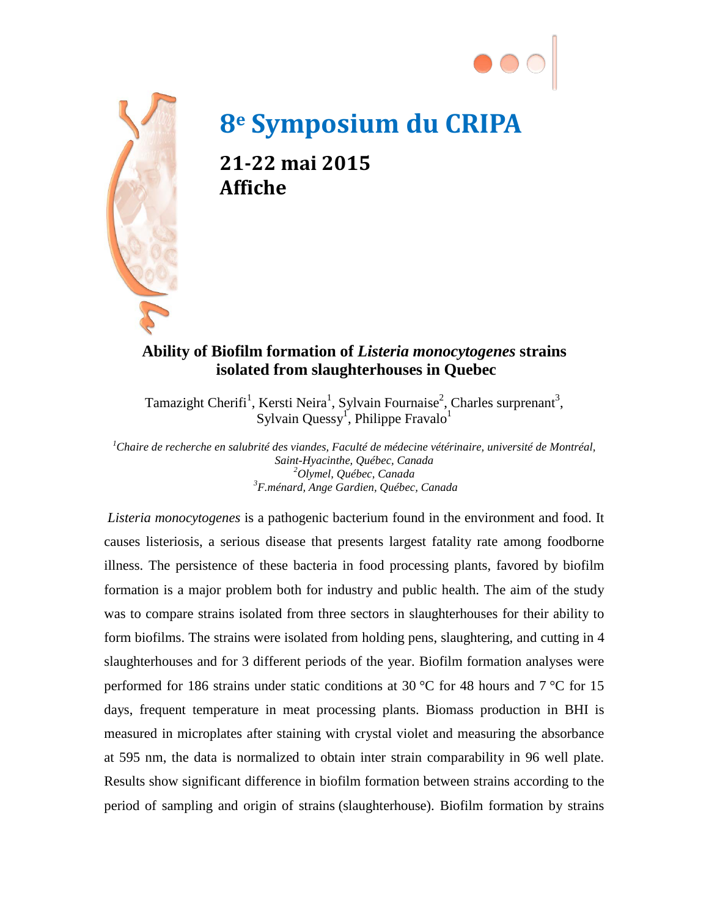# 8e Symposium du CRIPA

## 21-22 mai 2015

## Affiche

### Ability of Biofilm formation of *Listeria monocytogenes* strains isolated from slaughterhouses in Quebec

Tamazight Cherifi[1], Kersti Neira[1], Sylvain Fournaise[2], Charles surprenant[3], Sylvain Quessy[1], Philippe Fravalo[1]

*[1]Chaire de recherche en salubrité des viandes, Faculté de médecine vétérinaire, université de Montréal, Saint-Hyacinthe, Québec, Canada*
*[2]Olymel, Québec, Canada*
*[3]F.ménard, Ange Gardien, Québec, Canada*

*Listeria monocytogenes* is a pathogenic bacterium found in the environment and food. It causes listeriosis, a serious disease that presents largest fatality rate among foodborne illness. The persistence of these bacteria in food processing plants, favored by biofilm formation is a major problem both for industry and public health. The aim of the study was to compare strains isolated from three sectors in slaughterhouses for their ability to form biofilms. The strains were isolated from holding pens, slaughtering, and cutting in 4 slaughterhouses and for 3 different periods of the year. Biofilm formation analyses were performed for 186 strains under static conditions at 30 °C for 48 hours and 7 °C for 15 days, frequent temperature in meat processing plants. Biomass production in BHI is measured in microplates after staining with crystal violet and measuring the absorbance at 595 nm, the data is normalized to obtain inter strain comparability in 96 well plate. Results show significant difference in biofilm formation between strains according to the period of sampling and origin of strains (slaughterhouse). Biofilm formation by strains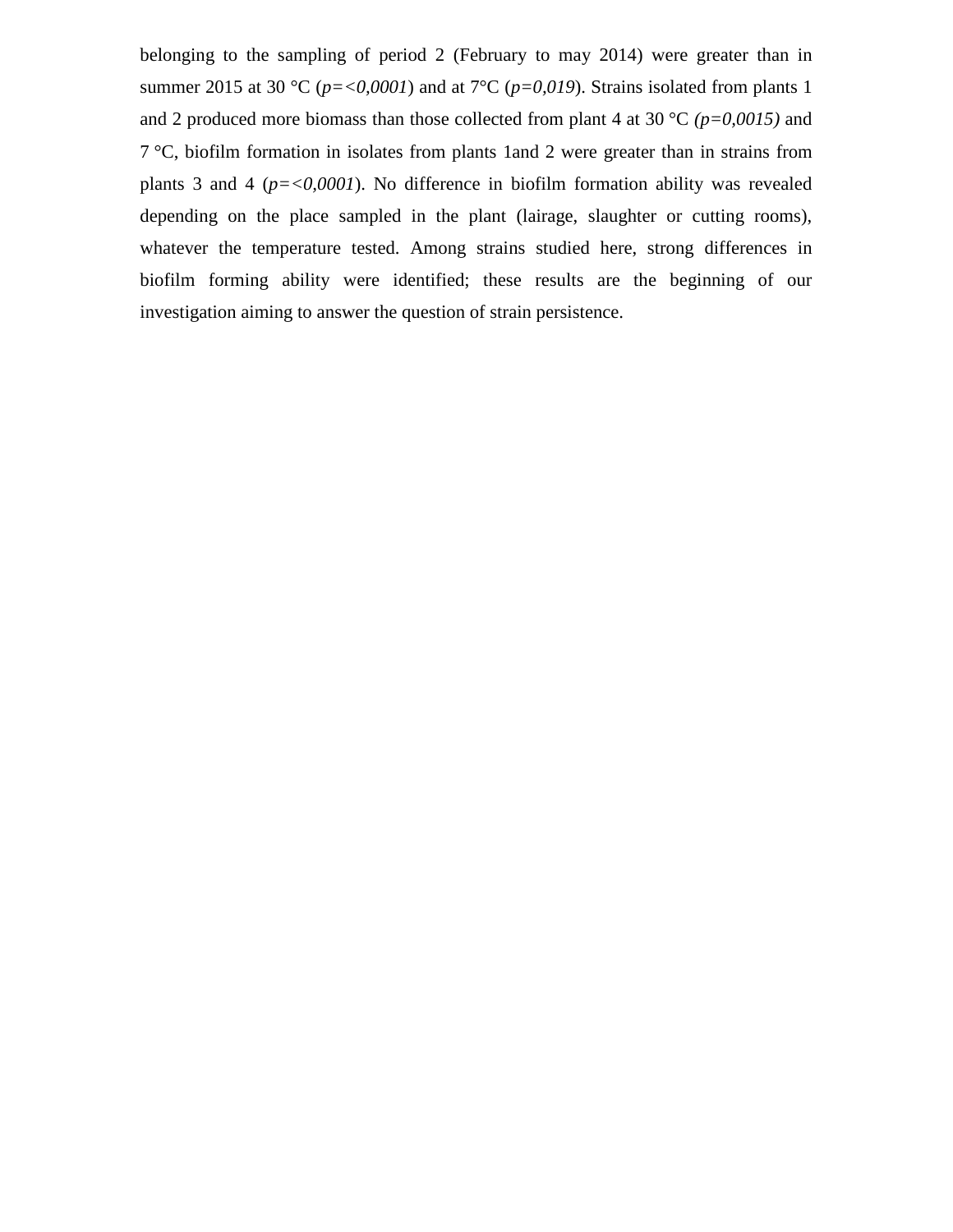belonging to the sampling of period 2 (February to may 2014) were greater than in summer 2015 at 30 °C (*p=<0,0001*) and at 7°C (*p=0,019*). Strains isolated from plants 1 and 2 produced more biomass than those collected from plant 4 at 30 °C *(p=0,0015)* and 7 °C, biofilm formation in isolates from plants 1and 2 were greater than in strains from plants 3 and 4 (*p=<0,0001*). No difference in biofilm formation ability was revealed depending on the place sampled in the plant (lairage, slaughter or cutting rooms), whatever the temperature tested. Among strains studied here, strong differences in biofilm forming ability were identified; these results are the beginning of our investigation aiming to answer the question of strain persistence.